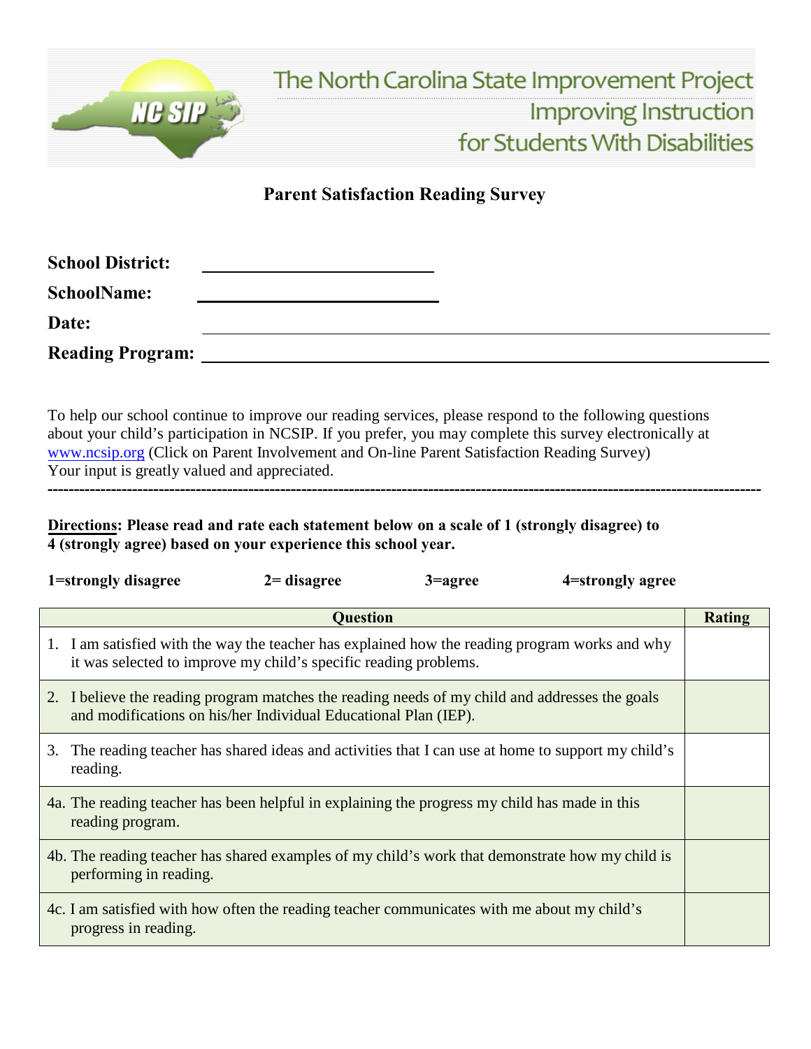The North Carolina State Improvement Project
Improving Instruction
for Students With Disabilities

# Parent Satisfaction Reading Survey

**School District:** ____________________________

**SchoolName:** ____________________________

**Date:** ____________________________

**Reading Program:** ____________________________

To help our school continue to improve our reading services, please respond to the following questions about your child's participation in NCSIP. If you prefer, you may complete this survey electronically at www.ncsip.org (Click on Parent Involvement and On-line Parent Satisfaction Reading Survey)
Your input is greatly valued and appreciated.

---

**Directions: Please read and rate each statement below on a scale of 1 (strongly disagree) to 4 (strongly agree) based on your experience this school year.**

**1=strongly disagree** **2= disagree** **3=agree** **4=strongly agree**

| Question | Rating |
|---|---|
| 1. I am satisfied with the way the teacher has explained how the reading program works and why it was selected to improve my child's specific reading problems. | |
| 2. I believe the reading program matches the reading needs of my child and addresses the goals and modifications on his/her Individual Educational Plan (IEP). | |
| 3. The reading teacher has shared ideas and activities that I can use at home to support my child's reading. | |
| 4a. The reading teacher has been helpful in explaining the progress my child has made in this reading program. | |
| 4b. The reading teacher has shared examples of my child's work that demonstrate how my child is performing in reading. | |
| 4c. I am satisfied with how often the reading teacher communicates with me about my child's progress in reading. | |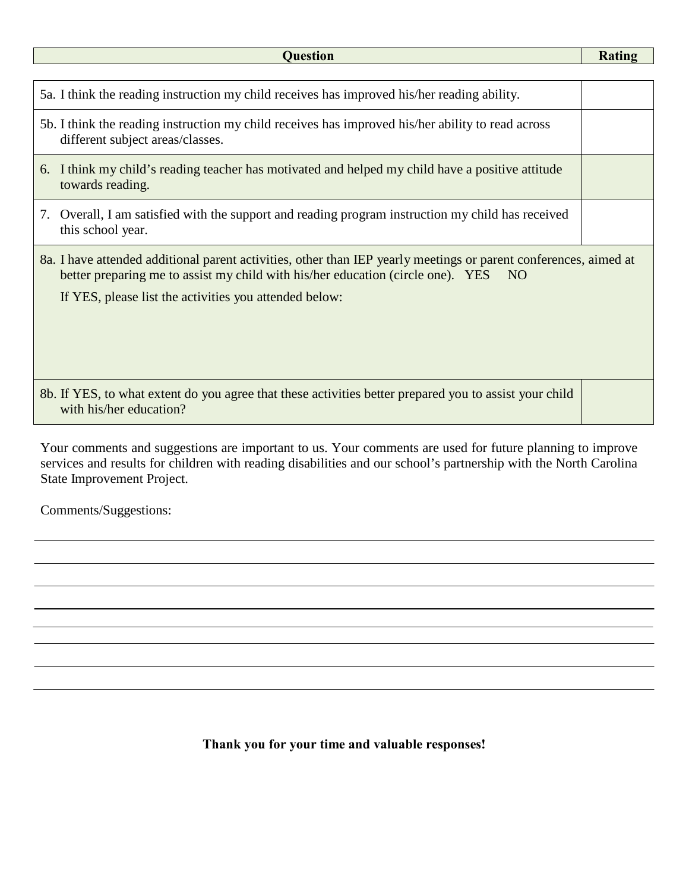| Question | Rating |
|---|---|
| 5a. I think the reading instruction my child receives has improved his/her reading ability. | |
| 5b. I think the reading instruction my child receives has improved his/her ability to read across different subject areas/classes. | |
| 6. I think my child's reading teacher has motivated and helped my child have a positive attitude towards reading. | |
| 7. Overall, I am satisfied with the support and reading program instruction my child has received this school year. | |
| 8a. I have attended additional parent activities, other than IEP yearly meetings or parent conferences, aimed at better preparing me to assist my child with his/her education (circle one). YES NO<br>If YES, please list the activities you attended below: | |
| 8b. If YES, to what extent do you agree that these activities better prepared you to assist your child with his/her education? | |

Your comments and suggestions are important to us. Your comments are used for future planning to improve services and results for children with reading disabilities and our school's partnership with the North Carolina State Improvement Project.

Comments/Suggestions:

**Thank you for your time and valuable responses!**